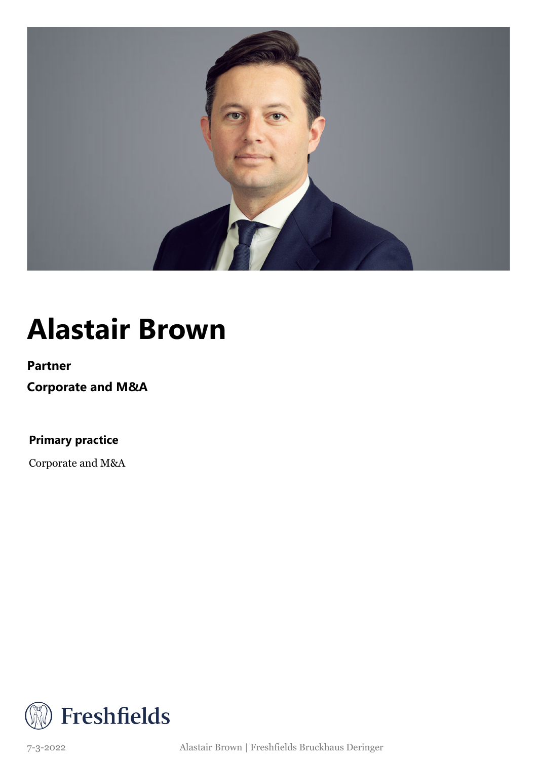# Alastair Brown

**Partner**

**Corporate and M&A**

**Primary practice**

Corporate and M&A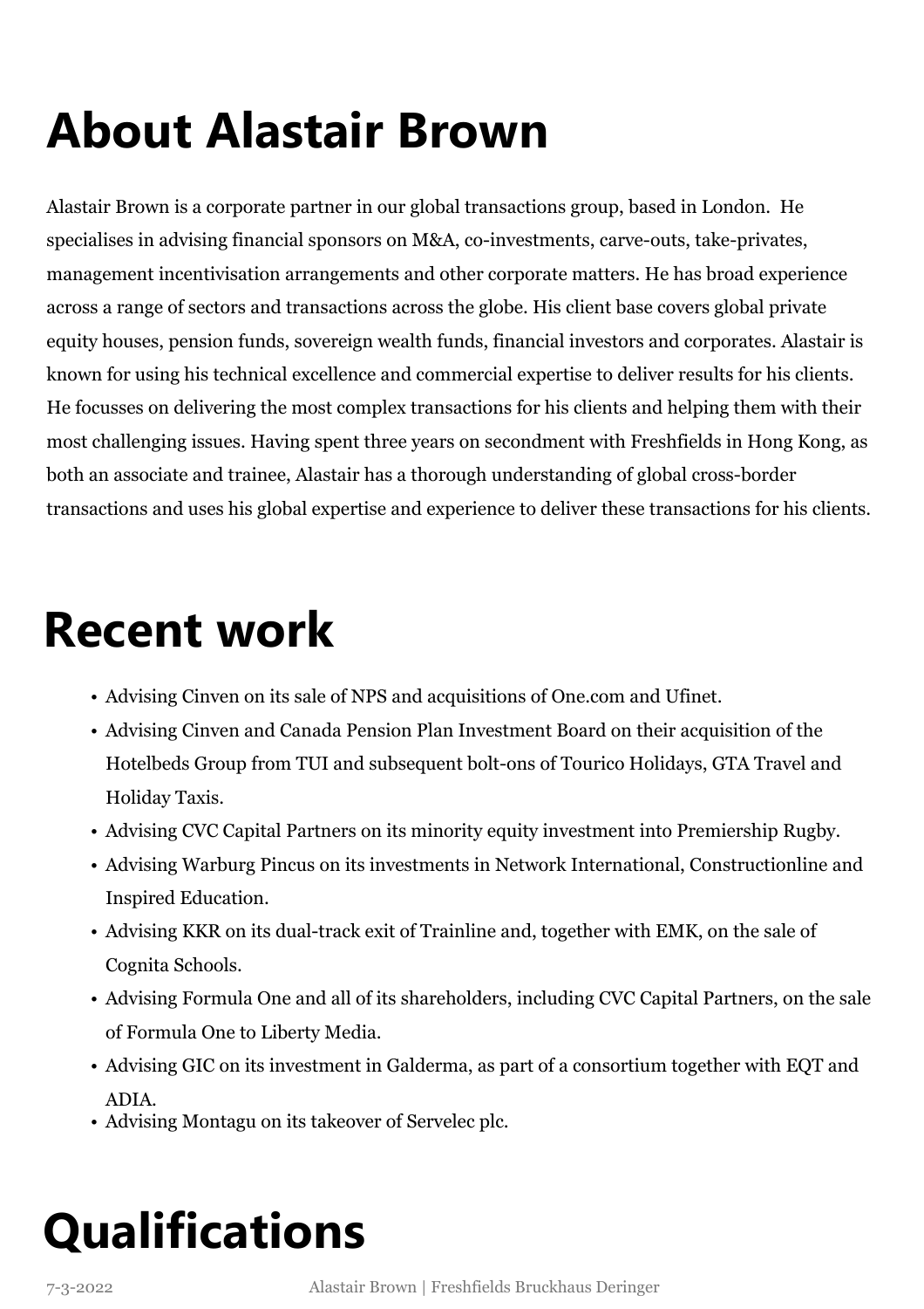# About Alastair Brown

Alastair Brown is a corporate partner in our global transactions group, based in London. He specialises in advising financial sponsors on M&A, co-investments, carve-outs, take-privates, management incentivisation arrangements and other corporate matters. He has broad experience across a range of sectors and transactions across the globe. His client base covers global private equity houses, pension funds, sovereign wealth funds, financial investors and corporates. Alastair is known for using his technical excellence and commercial expertise to deliver results for his clients. He focusses on delivering the most complex transactions for his clients and helping them with their most challenging issues. Having spent three years on secondment with Freshfields in Hong Kong, as both an associate and trainee, Alastair has a thorough understanding of global cross-border transactions and uses his global expertise and experience to deliver these transactions for his clients.

# Recent work

- Advising Cinven on its sale of NPS and acquisitions of One.com and Ufinet.
- Advising Cinven and Canada Pension Plan Investment Board on their acquisition of the Hotelbeds Group from TUI and subsequent bolt-ons of Tourico Holidays, GTA Travel and Holiday Taxis.
- Advising CVC Capital Partners on its minority equity investment into Premiership Rugby.
- Advising Warburg Pincus on its investments in Network International, Constructionline and Inspired Education.
- Advising KKR on its dual-track exit of Trainline and, together with EMK, on the sale of Cognita Schools.
- Advising Formula One and all of its shareholders, including CVC Capital Partners, on the sale of Formula One to Liberty Media.
- Advising GIC on its investment in Galderma, as part of a consortium together with EQT and ADIA.
- Advising Montagu on its takeover of Servelec plc.

# Qualifications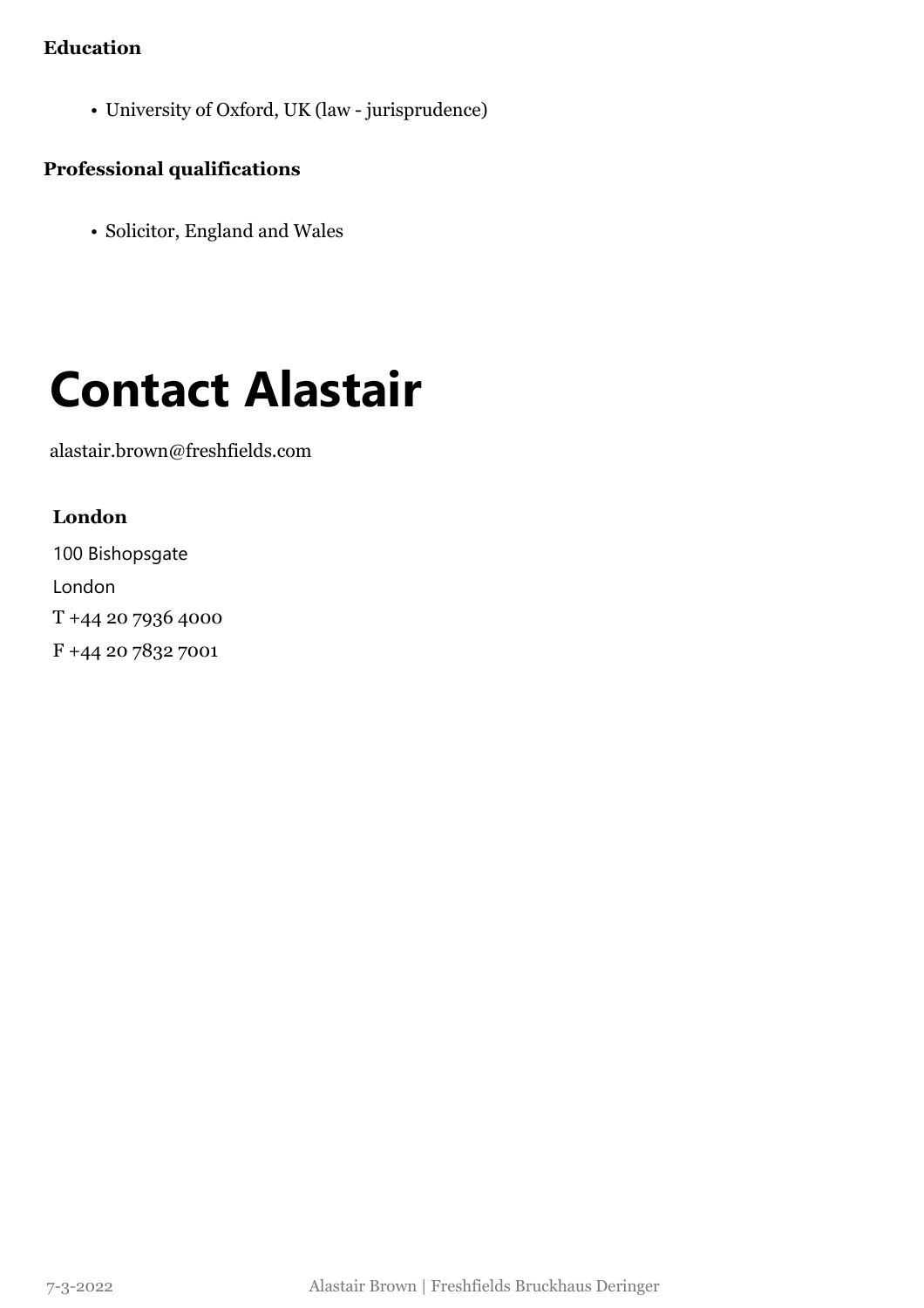### Education

- University of Oxford, UK (law - jurisprudence)

### Professional qualifications

- Solicitor, England and Wales

# Contact Alastair

alastair.brown@freshfields.com

**London**

100 Bishopsgate

London

T +44 20 7936 4000

F +44 20 7832 7001